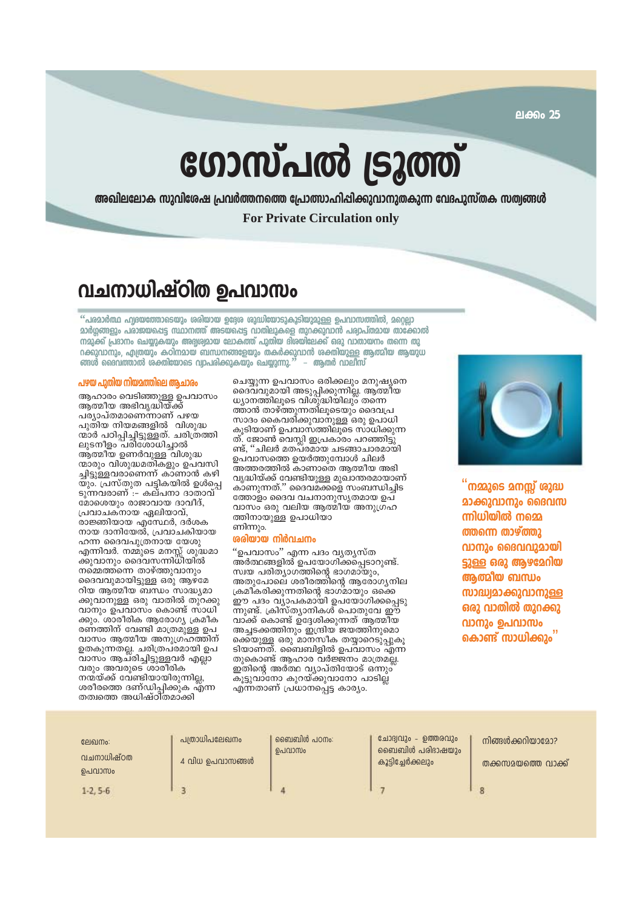ലക്കം 25

# ഗോസ്പൽ ട്രൂത്ത്

**അഖിലലോക സുവിശേഷ പ്രവർത്തനത്തെ പ്രോത്സാഹിപ്പിക്കുവാനുതകുന്ന വേദപുസ്തക സത്യങ്ങൾ**

**For Private Circulation only**

## വചനാധിഷ്ഠിത ഉപവാസം

"പരമാർത്ഥ ഹൃദയത്തോടെയും ശരിയായ ഉദ്ദേശ ശുദ്ധിയോടുകൂടിയുമുള്ള ഉപവാസത്തിൽ, മറ്റെല്ലാ മാർഗ്ഗങ്ങളും പരാജയപ്പെട്ട സ്ഥാനത്ത് അടയപ്പെട്ട വാതിലുകളെ തുറക്കുവാൻ പര്യാപ്തമായ താക്കോൽ നമുക്ക് പ്രദാനം ചെയ്യുകയും അദൃശ്യമായ ലോകത്ത് പുതിയ ദിശയിലേക്ക് ഒരു വാതായനം തന്നെ തുറക്കുവാനും, എത്രയും കഠിനമായ ബന്ധനങ്ങളേയും തകർക്കുവാൻ ശക്തിയുള്ള ആത്മീയ ആയുധങ്ങൾ ദൈവത്താൽ ശക്തിയോടെ വ്യാപരിക്കുകയും ചെയ്യുന്നു." – ആതർ വാലീസ്

### പഴയ പുതിയ നിയമത്തിലെ ആചാരം

ആഹാരം വെടിഞ്ഞുള്ള ഉപവാസം ആത്മീയ അഭിവൃദ്ധിയ്ക്ക് പര്യാപ്തമാണെന്നാണ് പഴയ പുതിയ നിയമങ്ങളിൽ വിശുദ്ധന്മാർ പഠിപ്പിച്ചിട്ടുള്ളത്. ചരിത്രത്തിലുടനീളം പരിശോധിച്ചാൽ ആത്മീയ ഉണർവുള്ള വിശുദ്ധന്മാരും വിശുദ്ധമതികളും ഉപവസിച്ചിട്ടുള്ളവരാണെന്ന് കാണാൻ കഴിയും. പ്രസ്തുത പട്ടികയിൽ ഉൾപ്പെടുന്നവരാണ് :- കല്പനാ ദാതാവ് മോശെയും രാജാവായ ദാവീദ്, പ്രവാചകനായ ഏലിയാവ്, രാജ്ഞിയായ എസ്ഥേർ, ദർശകനായ ദാനിയേൽ, പ്രവാചകിയായ ഹന്ന ദൈവപുത്രനായ യേശു എന്നിവർ. നമ്മുടെ മനസ്സ് ശുദ്ധമാക്കുവാനും ദൈവസന്നിധിയിൽ നമ്മെത്തന്നെ താഴ്ത്തുവാനും ദൈവവുമായിട്ടുള്ള ഒരു ആഴമേറിയ ആത്മീയ ബന്ധം സാദ്ധ്യമാക്കുവാനുള്ള ഒരു വാതിൽ തുറക്കുവാനും ഉപവാസം കൊണ്ട് സാധിക്കും. ശാരീരിക ആരോഗ്യ ക്രമീകരണത്തിന് വേണ്ടി മാത്രമുള്ള ഉപവാസം ആത്മീയ അനുഗ്രഹത്തിന് ഉതകുന്നതല്ല. ചരിത്രപരമായി ഉപവാസം ആചരിച്ചിട്ടുള്ളവർ എല്ലാവരും അവരുടെ ശാരീരിക നന്മയ്ക്ക് വേണ്ടിയായിരുന്നില്ല, ശരീരത്തെ ദണ്ഡിപ്പിക്കുക എന്ന തത്വത്തെ അധിഷ്ഠിതമാക്കി ചെയ്യുന്ന ഉപവാസം ഒരിക്കലും മനുഷ്യനെ ദൈവവുമായി അടുപ്പിക്കുന്നില്ല. ആത്മീയ ധ്യാനത്തിലൂടെ വിശുദ്ധിയിലും തന്നെത്താൻ താഴ്ത്തുന്നതിലൂടെയും ദൈവപ്രസാദം കൈവരിക്കുവാനുള്ള ഒരു ഉപാധി കൂടിയാണ് ഉപവാസത്തിലൂടെ സാധിക്കുന്നത്. ജോൺ വെസ്ലി ഇപ്രകാരം പറഞ്ഞിട്ടുണ്ട്, "ചിലർ മതപരമായ ചടങ്ങാചാരമായി ഉപവാസത്തെ ഉയർത്തുമ്പോൾ ചിലർ അത്തരത്തിൽ കാണാതെ ആത്മീയ അഭിവൃദ്ധിയ്ക്ക് വേണ്ടിയുള്ള മുഖാന്തരമായാണ് കാണുന്നത്." ദൈവമക്കളെ സംബന്ധിച്ചിടത്തോളം ദൈവ വചനാനുസൃതമായ ഉപവാസം ഒരു വലിയ ആത്മീയ അനുഗ്രഹത്തിനായുള്ള ഉപാധിയാണിന്നും.

### ശരിയായ നിർവചനം

"ഉപവാസം" എന്ന പദം വ്യത്യസ്ത അർത്ഥങ്ങളിൽ ഉപയോഗിക്കപ്പെടാറുണ്ട്. സ്വയ പരിത്യാഗത്തിന്റെ ഭാഗമായും, അതുപോലെ ശരീരത്തിന്റെ ആരോഗ്യനില ക്രമീകരിക്കുന്നതിന്റെ ഭാഗമായും ഒക്കെ ഈ പദം വ്യാപകമായി ഉപയോഗിക്കപ്പെടുന്നുണ്ട്. ക്രിസ്ത്യാനികൾ പൊതുവേ ഈ വാക്ക് കൊണ്ട് ഉദ്ദേശിക്കുന്നത് ആത്മീയ അച്ചടക്കത്തിനും ഇന്ദ്രിയ ജയത്തിനുമൊക്കെയുള്ള ഒരു മാനസീക തയ്യാറെടുപ്പുകൂടിയാണത്. ബൈബിളിൽ ഉപവാസം എന്നതുകൊണ്ട് ആഹാര വർജ്ജനം മാത്രമല്ല. ഇതിന്റെ അർത്ഥ വ്യാപ്തിയോട് ഒന്നും കൂട്ടുവാനോ കുറയ്ക്കുവാനോ പാടില്ല എന്നതാണ് പ്രധാനപ്പെട്ട കാര്യം.

**"നമ്മുടെ മനസ്സ് ശുദ്ധമാക്കുവാനും ദൈവസന്നിധിയിൽ നമ്മെത്തന്നെ താഴ്ത്തുവാനും ദൈവവുമായിട്ടുള്ള ഒരു ആഴമേറിയ ആത്മീയ ബന്ധം സാദ്ധ്യമാക്കുവാനുള്ള ഒരു വാതിൽ തുറക്കുവാനും ഉപവാസം കൊണ്ട് സാധിക്കും"**

| ലേഖനം: വചനാധിഷ്ഠത ഉപവാസം | പത്രാധിപലേഖനം 4 വിധ ഉപവാസങ്ങൾ | ബൈബിൾ പഠനം: ഉപവാസം | ചോദ്യവും – ഉത്തരവും ബൈബിൾ പരിഭാഷയും കൂട്ടിച്ചേർക്കലും | നിങ്ങൾക്കറിയാമോ? തക്കസമയത്തെ വാക്ക് |
|---|---|---|---|---|
| 1-2, 5-6 | 3 | 4 | 7 | 8 |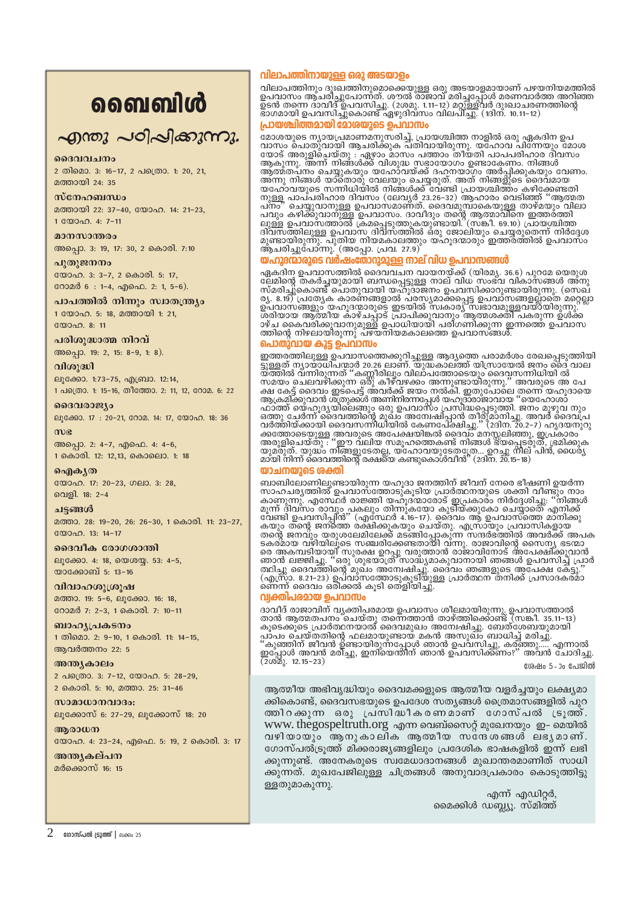# ബൈബിൾ

## എന്തു പഠിപ്പിക്കുന്നു.

**ദൈവവചനം**
2 തിമൊ. 3: 16–17, 2 പത്രൊ. 1: 20, 21, മത്തായി 24: 35

**സ്നേഹബന്ധം**
മത്തായി 22: 37–40, യോഹ. 14: 21–23, 1 യോഹ. 4: 7–11

**മാനസാന്തരം**
അപ്പൊ. 3: 19, 17: 30, 2 കൊരി. 7:10

**പുതുജനനം**
യോഹ. 3: 3–7, 2 കൊരി. 5: 17, റോമർ 6 : 1–4, എഫെ. 2: 1, 5–6).

**പാപത്തിൽ നിന്നും സ്വാതന്ത്ര്യം**
1 യോഹ. 5: 18, മത്തായി 1: 21, യോഹ. 8: 11

**പരിശുദ്ധാത്മ നിറവ്**
അപ്പൊ. 19: 2, 15: 8–9, 1: 8).

**വിശുദ്ധി**
ലൂക്കോ. 1:73–75, എബ്രാ. 12:14, 1 പത്രൊ. 1: 15–16, തീത്തോ. 2: 11, 12, റോമ. 6: 22

**ദൈവരാജ്യം**
ലൂക്കോ. 17 : 20–21, റോമ. 14: 17, യോഹ. 18: 36

**സഭ**
അപ്പൊ. 2: 4–7, എഫെ. 4: 4–6, 1 കൊരി. 12: 12,13, കൊലൊ. 1: 18

**ഐക്യത**
യോഹ. 17: 20–23, ഗലാ. 3: 28, വെളി. 18: 2–4

**ചട്ടങ്ങൾ**
മത്താ. 28: 19–20, 26: 26–30, 1 കൊരി. 11: 23–27, യോഹ. 13: 14–17

**ദൈവീക രോഗശാന്തി**
ലൂക്കോ. 4: 18, യെശയ്യ. 53: 4–5, യാക്കോബ് 5: 13–16

**വിവാഹശുശ്രൂഷ**
മത്താ. 19: 5–6, ലൂക്കോ. 16: 18, റോമർ 7: 2–3, 1 കൊരി. 7: 10–11

**ബാഹ്യപ്രകടനം**
1 തിമൊ. 2: 9–10, 1 കൊരി. 11: 14–15, ആവർത്തനം 22: 5

**അന്ത്യകാലം**
2 പത്രൊ. 3: 7–12, യോഹ. 5: 28–29, 2 കൊരി. 5: 10, മത്താ. 25: 31–46

**സമാധാനവാദം:**
ലൂക്കോസ് 6: 27–29, ലൂക്കോസ് 18: 20

**ആരാധന**
യോഹ. 4: 23–24, എഫെ. 5: 19, 2 കൊരി. 3: 17

**അന്ത്യകല്പന**
മർക്കൊസ് 16: 15

### വിലാപത്തിനായുള്ള ഒരു അടയാളം

വിലാപത്തിനും ദുഃഖത്തിനുമൊക്കെയുള്ള ഒരു അടയാളമായാണ് പഴയനിയമത്തിൽ ഉപവാസം ആചരിച്ചുപോന്നത്. ശൗൽ രാജാവ് മരിച്ചപ്പോൾ മരണവാർത്ത അറിഞ്ഞ ഉടൻ തന്നെ ദാവീദ് ഉപവസിച്ചു. (2ശമു. 1.11–12) മറ്റുള്ളവർ ദുഃഖാചരണത്തിന്റെ ഭാഗമായി ഉപവസിച്ചുകൊണ്ട് ഏഴുദിവസം വിലപിച്ചു. (1ദിന. 10.11–12)

### പ്രായശ്ചിത്തമായി മോശയുടെ ഉപവാസം

മോശയുടെ ന്യായപ്രമാണമനുസരിച്ച്, പ്രായശ്ചിത്ത നാളിൽ ഒരു ഏകദിന ഉപവാസം പൊതുവായി ആചരിക്കുക പതിവായിരുന്നു. യഹോവ പിന്നേയും മോശയോട് അരുളിച്ചെയ്തു : ഏഴാം മാസം പത്താം തീയതി പാപപരിഹാര ദിവസം ആകുന്നു. അന്ന് നിങ്ങൾക്ക് വിശുദ്ധ സഭായോഗം ഉണ്ടാകേണം. നിങ്ങൾ ആത്മതപനം ചെയ്യുകയും യഹോവയ്ക്ക് ദഹനയാഗം അർപ്പിക്കുകയും വേണം. അന്നു നിങ്ങൾ യാതൊരു വേലയും ചെയ്യരുത്. അത് നിങ്ങളുടെ ദൈവമായ യഹോവയുടെ സന്നിധിയിൽ നിങ്ങൾക്ക് വേണ്ടി പ്രായശ്ചിത്തം കഴിക്കേണ്ടതിനുള്ള പാപപരിഹാര ദിവസം (ലേവ്യർ 23.26–32) ആഹാരം വെടിഞ്ഞ് "ആത്മതപനം" ചെയ്യുവാനുള്ള ഉപവാസമാണത്. ദൈവമുമ്പാകെയുള്ള താഴ്മയും വിലാപവും കഴിക്കുവാനുള്ള ഉപവാസം. ദാവീദും തന്റെ ആത്മാവിനെ ഇത്തരത്തിലുള്ള ഉപവാസത്താൽ ക്രമപ്പെടുത്തുകയുണ്ടായി. (സങ്കീ. 69.10) പ്രായശ്ചിത്ത ദിവസത്തിലുള്ള ഉപവാസ ദിവസത്തിൽ ഒരു ജോലിയും ചെയ്യരുതെന്ന് നിർദ്ദേശമുണ്ടായിരുന്നു. പുതിയ നിയമകാലത്തും യഹൂദന്മാരും ഇത്തരത്തിൽ ഉപവാസം ആചരിച്ചുപോന്നു. (അപ്പോ. പ്രവ. 27.9)

### യഹൂദന്മാരുടെ വർഷംതോറുമുള്ള നാല് വിധ ഉപവാസങ്ങൾ

ഏകദിന ഉപവാസത്തിൽ ദൈവവചന വായനയ്ക്ക് (യിരമ്യ. 36.6) പുറമേ യെരുശലേമിന്റെ തകർച്ചയുമായി ബന്ധപ്പെട്ടുള്ള നാല് വിധ സംഭവ വികാസങ്ങൾ അനുസ്മരിച്ചുകൊണ്ട് പൊതുവായി യഹൂദാജനം ഉപവസിക്കാറുണ്ടായിരുന്നു. (സെഖര്യ. 8.19) പ്രത്യേക കാരണങ്ങളാൽ പരസ്യമാക്കപ്പെട്ട ഉപവാസങ്ങളല്ലാതെ മറ്റെല്ലാ ഉപവാസങ്ങളും യഹൂദന്മാരുടെ ഇടയിൽ സ്വകാര്യ സ്വഭാവമുള്ളവയായിരുന്നു. ശരിയായ ആത്മീയ കാഴ്ചപ്പാട് പ്രാപിക്കുവാനും ആത്മശക്തി പകരുന്ന ഉൾക്കാഴ്ച കൈവരിക്കുവാനുമുള്ള ഉപാധിയായി പരിഗണിക്കുന്ന ഇന്നത്തെ ഉപവാസത്തിന്റെ നിഴലായിരുന്നു പഴയനിയമകാലത്തെ ഉപവാസങ്ങൾ.

### പൊതുവായ കൂട്ട ഉപവാസം

ഇത്തരത്തിലുള്ള ഉപവാസത്തെക്കുറിച്ചുള്ള ആദ്യത്തെ പരാമർശം രേഖപ്പെടുത്തിയിട്ടുള്ളത് ന്യായാധിപന്മാർ 20.26 ലാണ്. യുദ്ധകാലത്ത് യിസ്രായേൽ ജനം ദൈവ വാലയത്തിൽ വന്നിരുന്നത് "കണ്ണീരിലും വിലാപത്തോടെയും ദൈവസന്നിധിയിൽ ത്സമയം ചെലവഴിക്കുന്ന ഒരു കീഴ്വഴക്കം അന്നുണ്ടായിരുന്നു." അവരുടെ അപേക്ഷ കേട്ട് ദൈവം ഇടപെട്ട് അവർക്ക് ജയം നൽകി. ഇതുപോലെ തന്നെ യഹൂദായെ ആക്രമിക്കുവാൻ ശത്രുക്കൾ അണിനിരന്നപ്പോൾ യഹൂദാരാജാവായ "യെഹോശാഫാത്ത് യെഹൂദ്യയിലെങ്ങും ഒരു ഉപവാസം പ്രസിദ്ധപ്പെടുത്തി. ജനം മുഴുവനും ഒത്തു ചേർന്ന് ദൈവത്തിന്റെ മുഖം അന്വേഷിപ്പാൻ തീരുമാനിച്ചു. അവർ ദൈവപ്രവർത്തിയ്ക്കായി ദൈവസന്നിധിയിൽ കേണപേക്ഷിച്ചു." (2ദിന. 20.2–7) ഹൃദയനുറുക്കത്തോടെയുള്ള അവരുടെ അപേക്ഷയിങ്കൽ ദൈവം മനസ്സലിഞ്ഞു, ഇപ്രകാരം അരുളിച്ചെയ്തു : "ഈ വലിയ സമൂഹത്തെകണ്ട് നിങ്ങൾ ഭയപ്പെടരുത്, ഭ്രമിക്കുകയുമരുത്. യുദ്ധം നിങ്ങളുടേതല്ല, യഹോവയുടേതത്രേ... ഉറച്ചു നില്പിൻ, ധൈര്യമായി നിന്ന് ദൈവത്തിന്റെ രക്ഷയെ കണ്ടുകൊൾവിൻ" (2ദിന. 20.15–18)

### യാചനയുടെ ശക്തി

ബാബിലോണിലുണ്ടായിരുന്ന യഹൂദാ ജനത്തിന് ജീവന് നേരെ ഭീഷണി ഉയർന്ന സാഹചര്യത്തിൽ ഉപവാസത്തോടുകൂടിയ പ്രാർത്ഥനയുടെ ശക്തി വീണ്ടും നാം കാണുന്നു. എസ്ഥേർ രാജ്ഞി യഹൂദന്മാരോട് ഇപ്രകാരം നിർദ്ദേശിച്ചു: "നിങ്ങൾ മൂന്ന് ദിവസം രാവും പകലും തിന്നുകയോ കുടിയ്ക്കുകയോ ചെയ്യാതെ എനിക്ക് വേണ്ടി ഉപവസിപ്പിൻ" (എസ്ഥേർ 4.16–17). ദൈവം ആ ഉപവാസത്തെ മാനിക്കുകയും തന്റെ ജനത്തെ രക്ഷിക്കുകയും ചെയ്തു. എസ്രായും പ്രവാസികളായ തന്റെ ജനവും യരുശലേമിലേക്ക് മടങ്ങിപ്പോകുന്ന സന്ദർഭത്തിൽ അവർക്ക് അപകടകരമായ വഴിയിലൂടെ സഞ്ചരിക്കേണ്ടതായി വന്നു. രാജാവിന്റെ സൈന്യ ഭടന്മാരെ അകമ്പടിയായി സുരക്ഷ ഉറപ്പു വരുത്താൻ രാജാവിനോട് അപേക്ഷിക്കുവാൻ ഞാൻ ലജ്ജിച്ചു. "ഒരു ശുഭയാത്ര സാദ്ധ്യമാകുവാനായി ഞങ്ങൾ ഉപവസിച്ച് പ്രാർത്ഥിച്ചു ദൈവത്തിന്റെ മുഖം അന്വേഷിച്ചു. ദൈവം ഞങ്ങളുടെ അപേക്ഷ കേട്ടു." (എസ്രാ. 8.21–23) ഉപവാസത്തോടുകൂടിയുള്ള പ്രാർത്ഥന തനിക്ക് പ്രസാദകരമാണെന്ന് ദൈവം ഒരിക്കൽ കൂടി തെളിയിച്ചു.

### വ്യക്തിപരമായ ഉപവാസം

ദാവീദ് രാജാവിന് വ്യക്തിപരമായ ഉപവാസം ശീലമായിരുന്നു. ഉപവാസത്താൽ താൻ ആത്മതപനം ചെയ്തു തന്നെത്താൻ താഴ്ത്തിക്കൊണ്ട് (സങ്കീ. 35.11–13) കൂടെക്കൂടെ പ്രാർത്ഥനയാൽ ദൈവമുഖം അന്വേഷിച്ചു. ബേത്ശേബയുമായി പാപം ചെയ്തതിന്റെ ഫലമായുണ്ടായ മകൻ അസുഖം ബാധിച്ച് മരിച്ചു. "കുഞ്ഞിന് ജീവൻ ഉണ്ടായിരുന്നപ്പോൾ ഞാൻ ഉപവസിച്ചു, കരഞ്ഞു..... എന്നാൽ ഇപ്പോൾ അവൻ മരിച്ചു, ഇനിയെന്തിന് ഞാൻ ഉപവസിക്കണം?" അവൻ ചോദിച്ചു. (2ശമു. 12.15–23)

ശേഷം 5–ാം പേജിൽ

---

ആത്മീയ അഭിവൃദ്ധിയും ദൈവമക്കളുടെ ആത്മീയ വളർച്ചയും ലക്ഷ്യമാക്കികൊണ്ട്, ദൈവസഭയുടെ ഉപദേശ സത്യങ്ങൾ ത്രൈമാസങ്ങളിൽ പുറത്തിറക്കുന്ന ഒരു പ്രസിദ്ധീകരണമാണ് ഗോസ്പൽ ട്രൂത്ത്. www.thegospeltruth.org എന്ന വെബ്സൈറ്റ് മുഖേനയും ഇ– മെയിൽ വഴിയായും ആനുകാലിക ആത്മീയ സന്ദേശങ്ങൾ ലഭ്യമാണ്. ഗോസ്പൽട്രൂത്ത് മിക്കരാജ്യങ്ങളിലും പ്രദേശിക ഭാഷകളിൽ ഇന്ന് ലഭിക്കുന്നുണ്ട്. അനേകരുടെ സ്വമേധാദാനങ്ങൾ മുഖാന്തരമാണിത് സാധിക്കുന്നത്. മുഖപേജിലുള്ള ചിത്രങ്ങൾ അനുവാദപ്രകാരം കൊടുത്തിട്ടുള്ളതുമാകുന്നു.

എന്ന് എഡിറ്റർ,
മൈക്കിൾ ഡബ്ല്യൂ. സ്മിത്ത്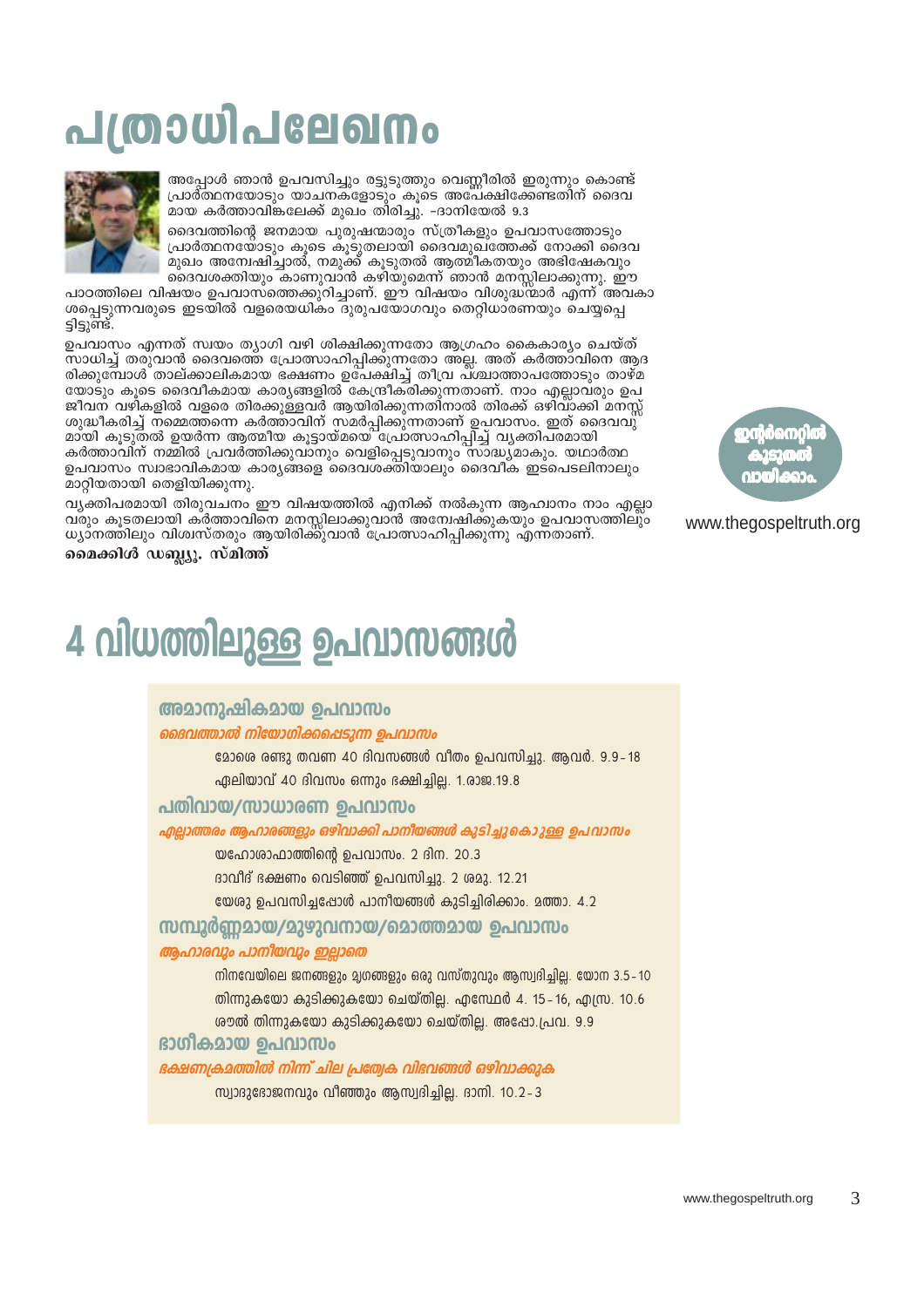# പത്രാധിപലേഖനം

അപ്പോൾ ഞാൻ ഉപവസിച്ചും രട്ടുടുത്തും വെണ്ണീരിൽ ഇരുന്നും കൊണ്ട് പ്രാർത്ഥനയോടും യാചനകളോടും കൂടെ അപേക്ഷിക്കേണ്ടതിന് ദൈവമായ കർത്താവിങ്കലേക്ക് മുഖം തിരിച്ചു. –ദാനിയേൽ 9.3

ദൈവത്തിന്റെ ജനമായ പുരുഷന്മാരും സ്ത്രീകളും ഉപവാസത്തോടും പ്രാർത്ഥനയോടും കൂടെ കൂടുതലായി ദൈവമുഖത്തേക്ക് നോക്കി ദൈവ മുഖം അന്വേഷിച്ചാൽ, നമുക്ക് കൂടുതൽ ആത്മീകതയും അഭിഷേകവും ദൈവശക്തിയും കാണുവാൻ കഴിയുമെന്ന് ഞാൻ മനസ്സിലാക്കുന്നു. ഈ പാഠത്തിലെ വിഷയം ഉപവാസത്തെക്കുറിച്ചാണ്. ഈ വിഷയം വിശുദ്ധന്മാർ എന്ന് അവകാശപ്പെടുന്നവരുടെ ഇടയിൽ വളരെയധികം ദുരുപയോഗവും തെറ്റിധാരണയും ചെയ്യപ്പെട്ടിട്ടുണ്ട്.

ഉപവാസം എന്നത് സ്വയം ത്യാഗി വഴി ശിക്ഷിക്കുന്നതോ ആഗ്രഹം കൈകാര്യം ചെയ്ത് സാധിച്ച് തരുവാൻ ദൈവത്തെ പ്രോത്സാഹിപ്പിക്കുന്നതോ അല്ല. അത് കർത്താവിനെ ആദരിക്കുമ്പോൾ താല്ക്കാലികമായ ഭക്ഷണം ഉപേക്ഷിച്ച് തീവ്ര പശ്ചാത്താപത്തോടും താഴ്മയോടും കൂടെ ദൈവീകമായ കാര്യങ്ങളിൽ കേന്ദ്രീകരിക്കുന്നതാണ്. നാം എല്ലാവരും ഉപജീവന വഴികളിൽ വളരെ തിരക്കുള്ളവർ ആയിരിക്കുന്നതിനാൽ തിരക്ക് ഒഴിവാക്കി മനസ്സ് ശുദ്ധീകരിച്ച് നമ്മെത്തന്നെ കർത്താവിന് സമർപ്പിക്കുന്നതാണ് ഉപവാസം. ഇത് ദൈവവുമായി കൂടുതൽ ഉയർന്ന ആത്മീയ കൂട്ടായ്മയെ പ്രോത്സാഹിപ്പിച്ച് വ്യക്തിപരമായി കർത്താവിന് നമ്മിൽ പ്രവർത്തിക്കുവാനും വെളിപ്പെടുവാനും സാദ്ധ്യമാകും. യഥാർത്ഥ ഉപവാസം സ്വാഭാവികമായ കാര്യങ്ങളെ ദൈവശക്തിയാലും ദൈവീക ഇടപെടലിനാലും മാറ്റിയതായി തെളിയിക്കുന്നു.

വ്യക്തിപരമായി തിരുവചനം ഈ വിഷയത്തിൽ എനിക്ക് നൽകുന്ന ആഹ്വാനം നാം എല്ലാവരും കൂടുതലായി കർത്താവിനെ മനസ്സിലാക്കുവാൻ അന്വേഷിക്കുകയും ഉപവാസത്തിലും ധ്യാനത്തിലും വിശ്വസ്തരും ആയിരിക്കുവാൻ പ്രോത്സാഹിപ്പിക്കുന്നു എന്നതാണ്.

**മൈക്കിൾ ഡബ്ല്യു. സ്മിത്ത്**

ഇന്റർനെറ്റിൽ കൂടുതൽ വായിക്കാം.

www.thegospeltruth.org

# 4 വിധത്തിലുള്ള ഉപവാസങ്ങൾ

## അമാനുഷികമായ ഉപവാസം

***ദൈവത്താൽ നിയോഗിക്കപ്പെടുന്ന ഉപവാസം***

മോശെ രണ്ടു തവണ 40 ദിവസങ്ങൾ വീതം ഉപവസിച്ചു. ആവർ. 9.9–18

ഏലിയാവ് 40 ദിവസം ഒന്നും ഭക്ഷിച്ചില്ല. 1.രാജ.19.8

## പതിവായ/സാധാരണ ഉപവാസം

***എല്ലാത്തരം ആഹാരങ്ങളും ഒഴിവാക്കി പാനീയങ്ങൾ കുടിച്ചുകൊണ്ടുള്ള ഉപവാസം***

യഹോശാഫാത്തിന്റെ ഉപവാസം. 2 ദിന. 20.3

ദാവീദ് ഭക്ഷണം വെടിഞ്ഞ് ഉപവസിച്ചു. 2 ശമു. 12.21

യേശു ഉപവസിച്ചപ്പോൾ പാനീയങ്ങൾ കുടിച്ചിരിക്കാം. മത്താ. 4.2

## സമ്പൂർണ്ണമായ/മുഴുവനായ/മൊത്തമായ ഉപവാസം

***ആഹാരവും പാനീയവും ഇല്ലാതെ***

നിനവേയിലെ ജനങ്ങളും മൃഗങ്ങളും ഒരു വസ്തുവും ആസ്വദിച്ചില്ല. യോന 3.5–10

തിന്നുകയോ കുടിക്കുകയോ ചെയ്തില്ല. എസ്ഥേർ 4. 15–16, എസ്ര. 10.6

ശൗൽ തിന്നുകയോ കുടിക്കുകയോ ചെയ്തില്ല. അപ്പോ.പ്രവ. 9.9

## ഭാഗികമായ ഉപവാസം

***ഭക്ഷണക്രമത്തിൽ നിന്ന് ചില പ്രത്യേക വിഭവങ്ങൾ ഒഴിവാക്കുക***

സ്വാദുഭോജനവും വീഞ്ഞും ആസ്വദിച്ചില്ല. ദാനി. 10.2–3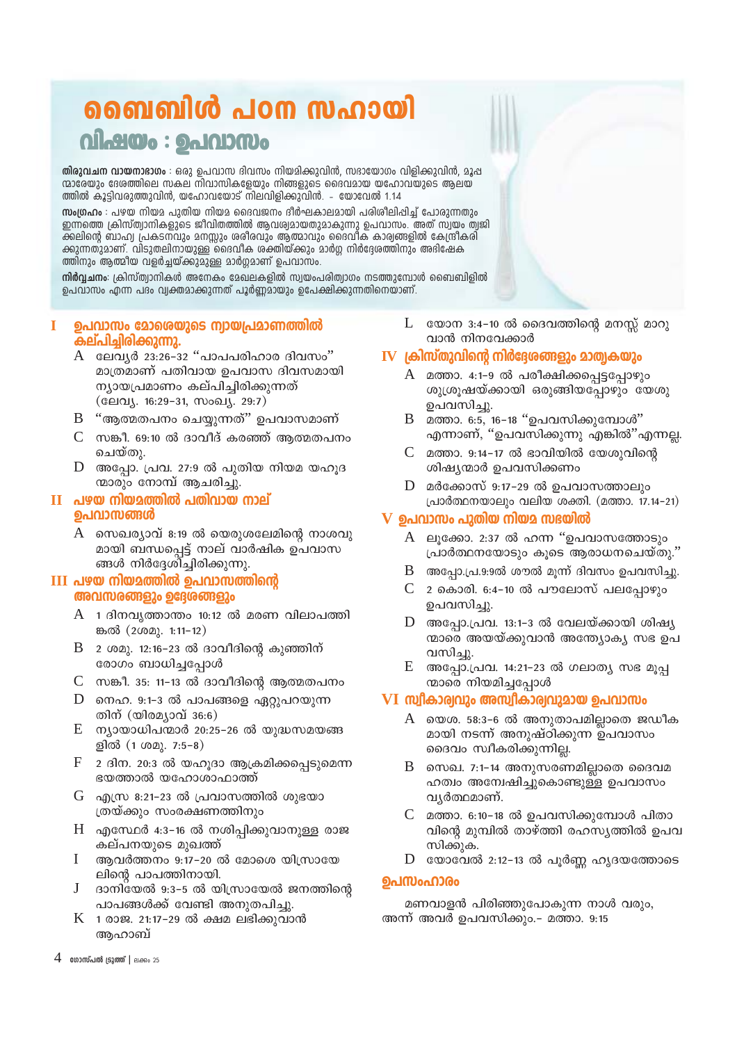# ബൈബിൾ പഠന സഹായി

## വിഷയം : ഉപവാസം

**തിരുവചന വായനാഭാഗം** : ഒരു ഉപവാസ ദിവസം നിയമിക്കുവിൻ, സഭായോഗം വിളിക്കുവിൻ, മൂപ്പന്മാരേയും ദേശത്തിലെ സകല നിവാസികളേയും നിങ്ങളുടെ ദൈവമായ യഹോവയുടെ ആലയത്തിൽ കൂട്ടിവരുത്തുവിൻ, യഹോവയോട് നിലവിളിക്കുവിൻ. - യോവേൽ 1.14

**സംഗ്രഹം** : പഴയ നിയമ പുതിയ നിയമ ദൈവജനം ദീർഘകാലമായി പരിശീലിപ്പിച്ച് പോരുന്നതും ഇന്നത്തെ ക്രിസ്ത്യാനികളുടെ ജീവിതത്തിൽ ആവശ്യമായതുമാകുന്നു ഉപവാസം. അത് സ്വയം ത്യജിക്കലിന്റെ ബാഹ്യ പ്രകടനവും മനസ്സും ശരീരവും ആത്മാവും ദൈവിക കാര്യങ്ങളിൽ കേന്ദ്രീകരിക്കുന്നതുമാണ്. വിടുതലിനായുള്ള ദൈവീക ശക്തിയ്ക്കും മാർഗ്ഗ നിർദ്ദേശത്തിനും അഭിഷേകത്തിനും ആത്മീയ വളർച്ചയ്ക്കുമുള്ള മാർഗ്ഗമാണ് ഉപവാസം.

**നിർവ്വചനം**: ക്രിസ്ത്യാനികൾ അനേകം മേഖലകളിൽ സ്വയംപരിത്യാഗം നടത്തുമ്പോൾ ബൈബിളിൽ ഉപവാസം എന്ന പദം വ്യക്തമാക്കുന്നത് പൂർണ്ണമായും ഉപേക്ഷിക്കുന്നതിനെയാണ്.

### I ഉപവാസം മോശെയുടെ ന്യായപ്രമാണത്തിൽ കല്പിച്ചിരിക്കുന്നു.

- A ലേവ്യർ 23:26-32 "പാപപരിഹാര ദിവസം" മാത്രമാണ് പതിവായ ഉപവാസ ദിവസമായി ന്യായപ്രമാണം കല്പിച്ചിരിക്കുന്നത് (ലേവ്യ. 16:29-31, സംഖ്യ. 29:7)
- B "ആത്മതപനം ചെയ്യുന്നത്" ഉപവാസമാണ്
- C സങ്കീ. 69:10 ൽ ദാവീദ് കരഞ്ഞ് ആത്മതപനം ചെയ്തു.
- D അപ്പോ. പ്രവ. 27:9 ൽ പുതിയ നിയമ യഹൂദന്മാരും നോമ്പ് ആചരിച്ചു.

### II പഴയ നിയമത്തിൽ പതിവായ നാല് ഉപവാസങ്ങൾ

- A സെഖര്യാവ് 8:19 ൽ യെരുശലേമിന്റെ നാശവുമായി ബന്ധപ്പെട്ട് നാല് വാർഷിക ഉപവാസങ്ങൾ നിർദ്ദേശിച്ചിരിക്കുന്നു.

### III പഴയ നിയമത്തിൽ ഉപവാസത്തിന്റെ അവസരങ്ങളും ഉദ്ദേശങ്ങളും

- A 1 ദിനവൃത്താന്തം 10:12 ൽ മരണ വിലാപത്തിങ്കൽ (2ശമു. 1:11-12)
- B 2 ശമു. 12:16-23 ൽ ദാവീദിന്റെ കുഞ്ഞിന് രോഗം ബാധിച്ചപ്പോൾ
- C സങ്കീ. 35: 11-13 ൽ ദാവീദിന്റെ ആത്മതപനം
- D നെഹ. 9:1-3 ൽ പാപങ്ങളെ ഏറ്റുപറയുന്നതിന് (യിരമ്യാവ് 36:6)
- E ന്യായാധിപന്മാർ 20:25-26 ൽ യുദ്ധസമയങ്ങളിൽ (1 ശമു. 7:5-8)
- F 2 ദിന. 20:3 ൽ യഹൂദാ ആക്രമിക്കപ്പെടുമെന്ന ഭയത്താൽ യഹോശാഫാത്ത്
- G എസ്ര 8:21-23 ൽ പ്രവാസത്തിൽ ശുഭയാത്രയ്ക്കും സംരക്ഷണത്തിനും
- H എസ്ഥേർ 4:3-16 ൽ നശിപ്പിക്കുവാനുള്ള രാജകല്പനയുടെ മുഖത്ത്
- I ആവർത്തനം 9:17-20 ൽ മോശെ യിസ്രായേലിന്റെ പാപത്തിനായി.
- J ദാനിയേൽ 9:3-5 ൽ യിസ്രായേൽ ജനത്തിന്റെ പാപങ്ങൾക്ക് വേണ്ടി അനുതപിച്ചു.
- K 1 രാജ. 21:17-29 ൽ ക്ഷമ ലഭിക്കുവാൻ ആഹാബ്
- L യോന 3:4-10 ൽ ദൈവത്തിന്റെ മനസ്സ് മാറുവാൻ നിനവേക്കാർ

### IV ക്രിസ്തുവിന്റെ നിർദ്ദേശങ്ങളും മാതൃകയും

- A മത്താ. 4:1-9 ൽ പരീക്ഷിക്കപ്പെട്ടപ്പോഴും ശുശ്രൂഷയ്ക്കായി ഒരുങ്ങിയപ്പോഴും യേശു ഉപവസിച്ചു.
- B മത്താ. 6:5, 16-18 "ഉപവസിക്കുമ്പോൾ" എന്നാണ്, "ഉപവസിക്കുന്നു എങ്കിൽ"എന്നല്ല.
- C മത്താ. 9:14-17 ൽ ഭാവിയിൽ യേശുവിന്റെ ശിഷ്യന്മാർ ഉപവസിക്കണം
- D മർക്കോസ് 9:17-29 ൽ ഉപവാസത്താലും പ്രാർത്ഥനയാലും വലിയ ശക്തി. (മത്താ. 17.14-21)

### V ഉപവാസം പുതിയ നിയമ സഭയിൽ

- A ലൂക്കോ. 2:37 ൽ ഹന്ന "ഉപവാസത്തോടും പ്രാർത്ഥനയോടും കൂടെ ആരാധനചെയ്തു."
- B അപ്പോ.പ്ര.9:9ൽ ശൗൽ മൂന്ന് ദിവസം ഉപവസിച്ചു.
- C 2 കൊരി. 6:4-10 ൽ പൗലോസ് പലപ്പോഴും ഉപവസിച്ചു.
- D അപ്പോ.പ്രവ. 13:1-3 ൽ വേലയ്ക്കായി ശിഷ്യന്മാരെ അയയ്ക്കുവാൻ അന്ത്യോക്യ സഭ ഉപവസിച്ചു.
- E അപ്പോ.പ്രവ. 14:21-23 ൽ ഗലാത്യ സഭ മൂപ്പന്മാരെ നിയമിച്ചപ്പോൾ

### VI സ്വീകാര്യവും അസ്വീകാര്യവുമായ ഉപവാസം

- A യെശ. 58:3-6 ൽ അനുതാപമില്ലാതെ ജഡീകമായി നടന്ന് അനുഷ്ഠിക്കുന്ന ഉപവാസം ദൈവം സ്വീകരിക്കുന്നില്ല.
- B സെഖ. 7:1-14 അനുസരണമില്ലാതെ ദൈവമഹത്വം അന്വേഷിച്ചുകൊണ്ടുള്ള ഉപവാസം വ്യർത്ഥമാണ്.
- C മത്താ. 6:10-18 ൽ ഉപവസിക്കുമ്പോൾ പിതാവിന്റെ മുമ്പിൽ താഴ്ത്തി രഹസ്യത്തിൽ ഉപവസിക്കുക.
- D യോവേൽ 2:12-13 ൽ പൂർണ്ണ ഹൃദയത്തോടെ

### ഉപസംഹാരം

മണവാളൻ പിരിഞ്ഞുപോകുന്ന നാൾ വരും, അന്ന് അവർ ഉപവസിക്കും.- മത്താ. 9:15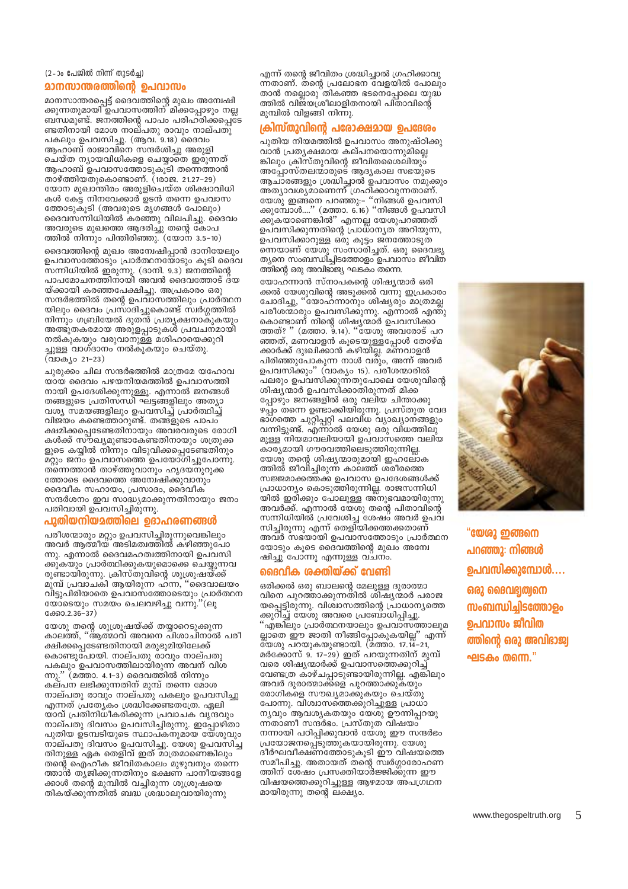(2-ാം പേജിൽ നിന്ന് തുടർച്ച)

## മാനസാന്തരത്തിന്റെ ഉപവാസം

മാനസാന്തരപ്പെട്ട് ദൈവത്തിന്റെ മുഖം അന്വേഷിക്കുന്നതുമായി ഉപവാസത്തിന് മിക്കപ്പോഴും നല്ല ബന്ധമുണ്ട്. ജനത്തിന്റെ പാപം പരിഹരിക്കപ്പെടേണ്ടതിനായി മോശ നാല്പതു രാവും നാല്പതു പകലും ഉപവസിച്ചു. (ആവ. 9.18) ദൈവം ആഹാബ് രാജാവിനെ സന്ദർശിച്ചു അരുളി ചെയ്ത ന്യായവിധികളെ ചെയ്യാതെ ഇരുന്നത് ആഹാബ് ഉപവാസത്തോടുകൂടി തന്നെത്താൻ താഴ്ത്തിയതുകൊണ്ടാണ്. (1രാജ. 21.27–29) യോന മുഖാന്തിരം അരുളിച്ചെയ്ത ശിക്ഷാവിധികൾ കേട്ട നിനവേക്കാർ ഉടൻ തന്നെ ഉപവാസത്തോടുകൂടി (അവരുടെ മൃഗങ്ങൾ പോലും) ദൈവസന്നിധിയിൽ കരഞ്ഞു വിലപിച്ചു. ദൈവം അവരുടെ മുഖത്തെ ആദരിച്ചു തന്റെ കോപത്തിൽ നിന്നും പിന്തിരിഞ്ഞു. (യോന 3.5–10)

ദൈവത്തിന്റെ മുഖം അന്വേഷിപ്പാൻ ദാനിയേലും ഉപവാസത്തോടും പ്രാർത്ഥനയോടും കൂടി ദൈവസന്നിധിയിൽ ഇരുന്നു. (ദാനി. 9.3) ജനത്തിന്റെ പാപമോചനത്തിനായി അവൻ ദൈവത്തോട് ദയയ്ക്കായി കരഞ്ഞപേക്ഷിച്ചു. അപ്രകാരം ഒരു സന്ദർഭത്തിൽ തന്റെ ഉപവാസത്തിലും പ്രാർത്ഥനയിലും ദൈവം പ്രസാദിച്ചുകൊണ്ട് സ്വർഗ്ഗത്തിൽ നിന്നും ഗബ്രിയേൽ ദൂതൻ പ്രത്യക്ഷനാകുകയും അത്ഭുതകരമായ അരുളപ്പാടുകൾ പ്രവചനമായി നൽകുകയും വരുവാനുള്ള മശിഹായെക്കുറിച്ചുള്ള വാഗ്ദാനം നൽകുകയും ചെയ്തു. (വാക്യം 21–23)

ചുരുക്കം ചില സന്ദർഭത്തിൽ മാത്രമേ യഹോവയായ ദൈവം പഴയനിയമത്തിൽ ഉപവാസത്തിനായി ഉപദേശിക്കുന്നുള്ളൂ. എന്നാൽ ജനങ്ങൾ തങ്ങളുടെ പ്രതിസന്ധി ഘട്ടങ്ങളിലും അത്യാവശ്യ സമയങ്ങളിലും ഉപവസിച്ച് പ്രാർത്ഥിച്ച് വിജയം കണ്ടെത്താറുണ്ട്. തങ്ങളുടെ പാപം ക്ഷമിക്കപ്പെടേണ്ടതിനായും അവരവരുടെ രോഗികൾക്ക് സൗഖ്യമുണ്ടാകേണ്ടതിനായും ശത്രുക്കളുടെ കയ്യിൽ നിന്നും വിടുവിക്കപ്പെടേണ്ടതിനും മറ്റും ജനം ഉപവാസത്തെ ഉപയോഗിച്ചുപോന്നു. തന്നെത്താൻ താഴ്ത്തുവാനും ഹൃദയനുറുക്കത്തോടെ ദൈവത്തെ അന്വേഷിക്കുവാനും ദൈവീക സഹായം, പ്രസാദം, ദൈവീക സന്ദർശനം ഇവ സാദ്ധ്യമാക്കുന്നതിനായും ജനം പതിവായി ഉപവസിച്ചിരുന്നു.

## പുതിയനിയമത്തിലെ ഉദാഹരണങ്ങൾ

പരീശന്മാരും മറ്റും ഉപവസിച്ചിരുന്നുവെങ്കിലും അവർ ആത്മീയ അടിമത്വത്തിൽ കഴിഞ്ഞുപോന്നു. എന്നാൽ ദൈവമഹത്വത്തിനായി ഉപവസിക്കുകയും പ്രാർത്ഥിക്കുകയുമൊക്കെ ചെയ്യുന്നവരുണ്ടായിരുന്നു. ക്രിസ്തുവിന്റെ ശുശ്രൂഷയ്ക്ക് മുമ്പ് പ്രവാചകി ആയിരുന്ന ഹന്ന, "ദൈവാലയം വിട്ടുപിരിയാതെ ഉപവാസത്തോടെയും പ്രാർത്ഥനയോടെയും സമയം ചെലവഴിച്ചു വന്നു." (ലൂക്കോ.2.36–37)

യേശു തന്റെ ശുശ്രൂഷയ്ക്ക് തയ്യാറെടുക്കുന്ന കാലത്ത്, "ആത്മാവ് അവനെ പിശാചിനാൽ പരീക്ഷിക്കപ്പെടേണ്ടതിനായി മരുഭൂമിയിലേക്ക് കൊണ്ടുപോയി. നാല്പതു രാവും നാല്പതു പകലും ഉപവാസത്തിലായിരുന്ന അവന് വിശന്നു." (മത്താ. 4.1-3) ദൈവത്തിൽ നിന്നും കല്പന ലഭിക്കുന്നതിന് മുമ്പ് തന്നെ മോശ നാല്പതു രാവും നാല്പതു പകലും ഉപവസിച്ചു എന്നത് പ്രത്യേകം ശ്രദ്ധിക്കേണ്ടതത്രേ. ഏലിയാവ് പ്രതിനിധീകരിക്കുന്ന പ്രവാചക വൃന്ദവും നാല്പതു ദിവസം ഉപവസിച്ചിരുന്നു. ഇപ്പോഴിതാ പുതിയ ഉടമ്പടിയുടെ സ്ഥാപകനുമായ യേശുവും നാല്പതു ദിവസം ഉപവസിച്ചു. യേശു ഉപവസിച്ചതിനുള്ള ഏക തെളിവ് ഇത് മാത്രമാണെങ്കിലും തന്റെ ഐഹിക ജീവിതകാലം മുഴുവനും തന്നെത്താൻ ത്യജിക്കുന്നതിനും ഭക്ഷണ പാനീയങ്ങളേക്കാൾ തന്റെ മുമ്പിൽ വച്ചിരുന്ന ശുശ്രൂഷയെ തികയ്ക്കുന്നതിൽ ബദ്ധ ശ്രദ്ധാലുവായിരുന്നു എന്ന് തന്റെ ജീവിതം ശ്രദ്ധിച്ചാൽ ഗ്രഹിക്കാവുന്നതാണ്. തന്റെ പ്രലോഭന വേളയിൽ പോലും താൻ നല്ലൊരു തികഞ്ഞ ഭടനെപ്പോലെ യുദ്ധത്തിൽ വിജയശ്രീലാളിതനായി പിതാവിന്റെ മുമ്പിൽ വിളങ്ങി നിന്നു.

## ക്രിസ്തുവിന്റെ പരോക്ഷമായ ഉപദേശം

പുതിയ നിയമത്തിൽ ഉപവാസം അനുഷ്ഠിക്കുവാൻ പ്രത്യക്ഷമായ കല്പനയൊന്നുമില്ലെങ്കിലും ക്രിസ്തുവിന്റെ ജീവിതശൈലിയും അപ്പോസ്തലന്മാരുടെ ആദ്യകാല സഭയുടെ ആചാരങ്ങളും ശ്രദ്ധിച്ചാൽ ഉപവാസം നമുക്കും അത്യാവശ്യമാണെന്ന് ഗ്രഹിക്കാവുന്നതാണ്. യേശു ഇങ്ങനെ പറഞ്ഞു:- "നിങ്ങൾ ഉപവസിക്കുമ്പോൾ...." (മത്താ. 6.16) "നിങ്ങൾ ഉപവസിക്കുകയാണെങ്കിൽ" എന്നല്ല യേശുപറഞ്ഞത് ഉപവസിക്കുന്നതിന്റെ പ്രാധാന്യത അറിയുന്ന, ഉപവസിക്കാറുള്ള ഒരു കൂട്ടം ജനത്തോടുതന്നെയാണ് യേശു സംസാരിച്ചത്. ഒരു ദൈവഭക്തനെ സംബന്ധിച്ചിടത്തോളം ഉപവാസം ജീവിതത്തിന്റെ ഒരു അവിഭാജ്യ ഘടകം തന്നെ.

യോഹന്നാൻ സ്നാപകന്റെ ശിഷ്യന്മാർ ഒരിക്കൽ യേശുവിന്റെ അടുക്കൽ വന്നു ഇപ്രകാരം ചോദിച്ചു, "യോഹന്നാനും ശിഷ്യരും മാത്രമല്ല പരീശന്മാരും ഉപവസിക്കുന്നു. എന്നാൽ എന്തുകൊണ്ടാണ് നിന്റെ ശിഷ്യന്മാർ ഉപവസിക്കാത്തത്? " (മത്താ. 9.14). "യേശു അവരോട് പറഞ്ഞത്, മണവാളൻ കൂടെയുള്ളപ്പോൾ തോഴ്മക്കാർക്ക് ദുഃഖിക്കാൻ കഴിയില്ല. മണവാളൻ പിരിഞ്ഞുപോകുന്ന നാൾ വരും, അന്ന് അവർ ഉപവസിക്കും" (വാക്യം 15). പരീശന്മാരിൽ പലരും ഉപവസിക്കുന്നതുപോലെ യേശുവിന്റെ ശിഷ്യന്മാർ ഉപവസിക്കാതിരുന്നത് മിക്കപ്പോഴും ജനങ്ങളിൽ ഒരു വലിയ ചിന്താക്കുഴപ്പം തന്നെ ഉണ്ടാക്കിയിരുന്നു. പ്രസ്തുത വേദഭാഗത്തെ ചുറ്റിപ്പറ്റി പലവിധ വ്യാഖ്യാനങ്ങളും വന്നിട്ടുണ്ട്. എന്നാൽ യേശു ഒരു വിധത്തിലുമുള്ള നിയമാവലിയായി ഉപവാസത്തെ വലിയ കാര്യമായി ഗൗരവത്തിലെടുത്തിരുന്നില്ല. യേശു തന്റെ ശിഷ്യന്മാരുമായി ഇഹലോകത്തിൽ ജീവിച്ചിരുന്ന കാലത്ത് ശരീരത്തെ സജ്ജമാക്കത്തക്ക ഉപവാസ ഉപദേശങ്ങൾക്ക് പ്രാധാന്യം കൊടുത്തിരുന്നില്ല. രാജസന്നിധിയിൽ ഇരിക്കും പോലുള്ള അനുഭവമായിരുന്നു അവർക്ക്. എന്നാൽ യേശു തന്റെ പിതാവിന്റെ സന്നിധിയിൽ പ്രവേശിച്ച ശേഷം അവർ ഉപവസിച്ചിരുന്നു എന്ന് തെളിയിക്കത്തക്കതാണ് അവർ സഭയായി ഉപവാസത്തോടും പ്രാർത്ഥനയോടും കൂടെ ദൈവത്തിന്റെ മുഖം അന്വേഷിച്ചു പോന്നു എന്നുള്ള വചനം.

## ദൈവീക ശക്തിയ്ക്ക് വേണ്ടി

ഒരിക്കൽ ഒരു ബാലന്റെ മേലുള്ള ദുരാത്മാവിനെ പുറത്താക്കുന്നതിൽ ശിഷ്യന്മാർ പരാജയപ്പെട്ടിരുന്നു. വിശ്വാസത്തിന്റെ പ്രാധാന്യത്തെക്കുറിച്ച് യേശു അവരെ പ്രബോധിപ്പിച്ചു. "എങ്കിലും പ്രാർത്ഥനയാലും ഉപവാസത്താലുമല്ലാതെ ഈ ജാതി നീങ്ങിപ്പോകുകയില്ല" എന്ന് യേശു പറയുകയുണ്ടായി. (മത്താ. 17.14–21, മർക്കോസ് 9. 17–29) ഇത് പറയുന്നതിന് മുമ്പ് വരെ ശിഷ്യന്മാർക്ക് ഉപവാസത്തെക്കുറിച്ച് വേണ്ടത്ര കാഴ്ചപ്പാടുണ്ടായിരുന്നില്ല. എങ്കിലും അവർ ദുരാത്മാക്കളെ പുറത്താക്കുകയും രോഗികളെ സൗഖ്യമാക്കുകയും ചെയ്തു പോന്നു. വിശ്വാസത്തെക്കുറിച്ചുള്ള പ്രാധാന്യവും ആവശ്യകതയും യേശു ഊന്നിപ്പറയുന്നതാണീ സന്ദർഭം. പ്രസ്തുത വിഷയം നന്നായി പഠിപ്പിക്കുവാൻ യേശു ഈ സന്ദർഭം പ്രയോജനപ്പെടുത്തുകയായിരുന്നു. യേശു ദീർഘവീക്ഷണത്തോടുകൂടി ഈ വിഷയത്തെ സമീപിച്ചു. അതായത് തന്റെ സ്വർഗ്ഗാരോഹണത്തിന് ശേഷം പ്രസക്തിയാർജ്ജിക്കുന്ന ഈ വിഷയത്തെക്കുറിച്ചുള്ള ആഴമായ അപഗ്രഥനമായിരുന്നു തന്റെ ലക്ഷ്യം.

**"യേശു ഇങ്ങനെ പറഞ്ഞു: നിങ്ങൾ ഉപവസിക്കുമ്പോൾ.... ഒരു ദൈവഭക്തനെ സംബന്ധിച്ചിടത്തോളം ഉപവാസം ജീവിതത്തിന്റെ ഒരു അവിഭാജ്യ ഘടകം തന്നെ."**

www.thegospeltruth.org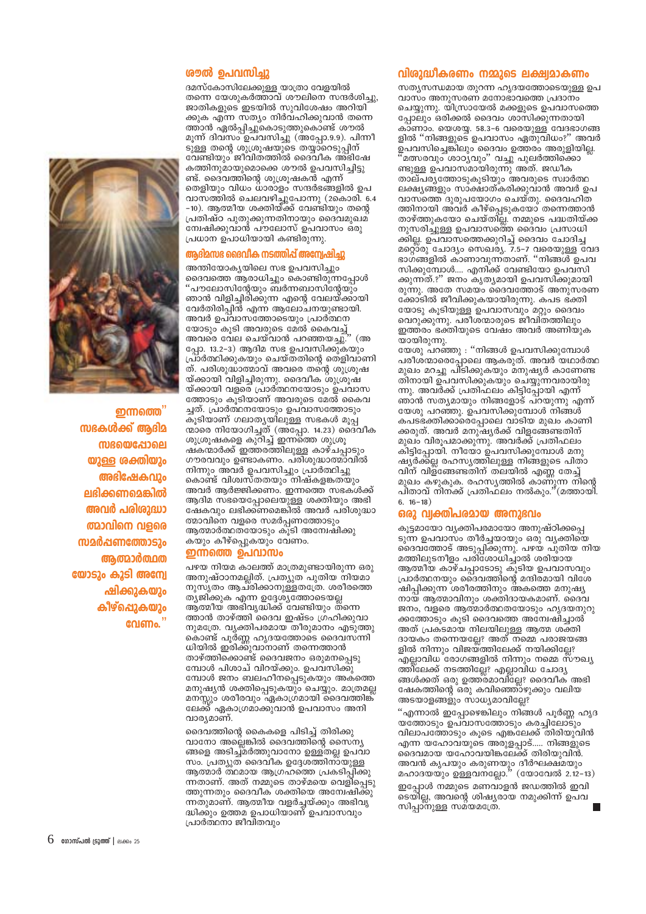## ശൗൽ ഉപവസിച്ചു

ദമസ്കോസിലേക്കുള്ള യാത്രാ വേളയിൽ തന്നെ യേശുകർത്താവ് ശൗലിനെ സന്ദർശിച്ചു, ജാതികളുടെ ഇടയിൽ സുവിശേഷം അറിയിക്കുക എന്ന സത്യം നിർവഹിക്കുവാൻ തന്നെ ഞാൻ ഏൽപ്പിച്ചുകൊടുത്തുകൊണ്ട് ശൗൽ മൂന്ന് ദിവസം ഉപവസിച്ചു (അപ്പോ.9.9). പിന്നീടുള്ള തന്റെ ശുശ്രൂഷയുടെ തയ്യാറെടുപ്പിന് വേണ്ടിയും ജീവിതത്തിൽ ദൈവീക അഭിഷേകത്തിനുമായുമൊക്കെ ശൗൽ ഉപവസിച്ചിട്ടുണ്ട്. ദൈവത്തിന്റെ ശുശ്രൂഷകൻ എന്ന് തെളിയും വിധം ധാരാളം സന്ദർഭങ്ങളിൽ ഉപവാസത്തിൽ ചെലവഴിച്ചുപോന്നു (2കൊരി. 6.4-10). ആത്മീയ ശക്തിയ്ക്ക് വേണ്ടിയും തന്റെ പ്രതിഷ്ഠ പുതുക്കുന്നതിനായും ദൈവമുഖമന്വേഷിക്കുവാൻ പൗലോസ് ഉപവാസം ഒരു പ്രധാന ഉപാധിയായി കണ്ടിരുന്നു.

## ആദിമസഭ ദൈവീക നടത്തിപ്പ് അന്വേഷിച്ചു

അന്തിയോക്യയിലെ സഭ ഉപവസിച്ചും ദൈവത്തെ ആരാധിച്ചും കൊണ്ടിരുന്നപ്പോൾ "പൗലോസിന്റേയും ബർന്നബാസിന്റേയും ഞാൻ വിളിച്ചിരിക്കുന്ന എന്റെ വേലയ്ക്കായി വേർതിരിപ്പിൻ എന്ന ആലോചനയുണ്ടായി. അവർ ഉപവാസത്തോടെയും പ്രാർത്ഥനയോടും കൂടി അവരുടെ മേൽ കൈവച്ച് അവരെ വേല ചെയ്‌വാൻ പറഞ്ഞയച്ചു." (അപ്പോ. 13.2-3) ആദിമ സഭ ഉപവസിക്കുകയും പ്രാർത്ഥിക്കുകയും ചെയ്തതിന്റെ തെളിവാണിത്. പരിശുദ്ധാത്മാവ് അവരെ തന്റെ ശുശ്രൂഷയ്ക്കായി വിളിച്ചിരുന്നു. ദൈവീക ശുശ്രൂഷയ്ക്കായി വളരെ പ്രാർത്ഥനയോടും ഉപവാസത്തോടും കൂടിയാണ് അവരുടെ മേൽ കൈവച്ചത്. പ്രാർത്ഥനയോടും ഉപവാസത്തോടും കൂടിയാണ് ഗലാത്യയിലുള്ള സഭകൾ മൂപ്പന്മാരെ നിയോഗിച്ചത് (അപ്പോ. 14.23) ദൈവീക ശുശ്രൂഷകളെ കുറിച്ച് ഇന്നത്തെ ശുശ്രൂഷകന്മാർക്ക് ഇത്തരത്തിലുള്ള കാഴ്ചപ്പാടും ഗൗരവവും ഉണ്ടാകണം. പരിശുദ്ധാത്മാവിൽ നിന്നും അവർ ഉപവസിച്ചും പ്രാർത്ഥിച്ചുകൊണ്ട് വിശ്വസ്തതയും നിഷ്കളങ്കതയും അവർ ആർജ്ജിക്കണം. ഇന്നത്തെ സഭകൾക്ക് ആദിമ സഭയെപ്പോലെയുള്ള ശക്തിയും അഭിഷേകവും ലഭിക്കണമെങ്കിൽ അവർ പരിശുദ്ധാത്മാവിനെ വളരെ സമർപ്പണത്തോടും ആത്മാർത്ഥതയോടും കൂടി അന്വേഷിക്കുകയും കീഴ്പ്പെടുകയും വേണം.

## ഇന്നത്തെ ഉപവാസം

പഴയ നിയമ കാലത്ത് മാത്രമുണ്ടായിരുന്ന ഒരു അനുഷ്ഠാനമല്ലിത്. പ്രത്യുത പുതിയ നിയമാനുസൃതം ആചരിക്കാനുള്ളതത്രേ. ശരീരത്തെ ത്യജിക്കുക എന്ന ഉദ്ദേശ്യത്തോടെയല്ല ആത്മീയ അഭിവൃദ്ധിക്ക് വേണ്ടിയും തന്നെ താൻ താഴ്ത്തി ദൈവ ഇഷ്ടം ഗ്രഹിക്കുവാനുമത്രേ. വ്യക്തിപരമായ തീരുമാനം എടുത്തുകൊണ്ട് പൂർണ്ണ ഹൃദയത്തോടെ ദൈവസന്നിധിയിൽ ഇരിക്കുവാനാണ് തന്നെത്താൻ താഴ്ത്തിക്കൊണ്ട് ദൈവജനം ഒരുമനപ്പെടുമ്പോൾ പിശാച് വിറയ്ക്കും. ഉപവസിക്കുമ്പോൾ ജനം ബലഹീനപ്പെടുകയും അകത്തെ മനുഷ്യൻ ശക്തിപ്പെടുകയും ചെയ്യും. മാത്രമല്ല മനസ്സും ശരീരവും ഏകാഗ്രമായി ദൈവത്തിങ്കലേക്ക് ഏകാഗ്രമാക്കുവാൻ ഉപവാസം അനിവാര്യമാണ്.

ദൈവത്തിന്റെ കൈകളെ പിടിച്ച് തിരിക്കുവാനോ അല്ലെങ്കിൽ ദൈവത്തിന്റെ സൈന്യങ്ങളെ അടിച്ചമർത്തുവാനോ ഉള്ളതല്ല ഉപവാസം. പ്രത്യുത ദൈവീക ഉദ്ദേശത്തിനായുള്ള ആത്മാർത്ഥമായ ആഗ്രഹത്തെ പ്രകടിപ്പിക്കുന്നതാണ്. അത് നമ്മുടെ താഴ്മയെ വെളിപ്പെടുത്തുന്നതും ദൈവീക ശക്തിയെ അന്വേഷിക്കുന്നതുമാണ്. ആത്മീയ വളർച്ചയ്ക്കും അഭിവൃദ്ധിക്കും ഉത്തമ ഉപാധിയാണ് ഉപവാസവും പ്രാർത്ഥനാ ജീവിതവും

> ഇന്നത്തെ" സഭകൾക്ക് ആദിമ സഭയെപ്പോലെയുള്ള ശക്തിയും അഭിഷേകവും ലഭിക്കണമെങ്കിൽ അവർ പരിശുദ്ധാത്മാവിനെ വളരെ സമർപ്പണത്തോടും ആത്മാർത്ഥതയോടും കൂടി അന്വേഷിക്കുകയും കീഴ്പ്പെടുകയും വേണം."

## വിശുദ്ധീകരണം നമ്മുടെ ലക്ഷ്യമാകണം

സത്യസന്ധമായ തുറന്ന ഹൃദയത്തോടെയുള്ള ഉപവാസം അനുസരണ മനോഭാവത്തെ പ്രദാനം ചെയ്യുന്നു. യിസ്രായേൽ മക്കളുടെ ഉപവാസത്തെപ്പോലും ഒരിക്കൽ ദൈവം ശാസിക്കുന്നതായി കാണാം. യെശയ്യ. 58.3-6 വരെയുള്ള വേദഭാഗങ്ങളിൽ "നിങ്ങളുടെ ഉപവാസം ഏതുവിധം?" അവർ ഉപവസിച്ചെങ്കിലും ദൈവം ഉത്തരം അരുളിയില്ല. "മത്സരവും ശാഠ്യവും" വച്ചു പുലർത്തിക്കൊണ്ടുള്ള ഉപവാസമായിരുന്നു അത്. ജഡിക താല്പര്യത്തോടുകൂടിയും അവരുടെ സ്വാർത്ഥ ലക്ഷ്യങ്ങളും സാക്ഷാത്കരിക്കുവാൻ അവർ ഉപവാസത്തെ ദുരുപയോഗം ചെയ്തു. ദൈവഹിതത്തിനായി അവർ കീഴ്പ്പെടുകയോ തന്നെത്താൻ താഴ്ത്തുകയോ ചെയ്തില്ല. നമ്മുടെ പദ്ധതിയ്ക്കനുസരിച്ചുള്ള ഉപവാസത്തെ ദൈവം പ്രസാധിക്കില്ല. ഉപവാസത്തെക്കുറിച്ച് ദൈവം ചോദിച്ച മറ്റൊരു ചോദ്യം സെഖര്യ. 7.5-7 വരെയുള്ള വേദഭാഗങ്ങളിൽ കാണാവുന്നതാണ്. "നിങ്ങൾ ഉപവസിക്കുമ്പോൾ.... എനിക്ക് വേണ്ടിയോ ഉപവസിക്കുന്നത്.?" ജനം കൃത്യമായി ഉപവസിക്കുമായിരുന്നു. അതേ സമയം ദൈവത്തോട് അനുസരണക്കേടിൽ ജീവിക്കുകയായിരുന്നു. കപട ഭക്തിയോടു കൂടിയുള്ള ഉപവാസവും മറ്റും ദൈവം വെറുക്കുന്നു. പരീശന്മാരുടെ ജീവിതത്തിലും ഇത്തരം ഭക്തിയുടെ വേഷം അവർ അണിയുകയായിരുന്നു.

യേശു പറഞ്ഞു : "നിങ്ങൾ ഉപവസിക്കുമ്പോൾ പരീശന്മാരെപ്പോലെ ആകരുത്. അവർ യഥാർത്ഥ മുഖം മറച്ചു പിടിക്കുകയും മനുഷ്യർ കാണേണ്ടതിനായി ഉപവസിക്കുകയും ചെയ്യുന്നവരായിരുന്നു. അവർക്ക് പ്രതിഫലം കിട്ടിപ്പോയി എന്ന് ഞാൻ സത്യമായും നിങ്ങളോട് പറയുന്നു എന്ന് യേശു പറഞ്ഞു. ഉപവസിക്കുമ്പോൾ നിങ്ങൾ കപടഭക്തിക്കാരെപ്പോലെ വാടിയ മുഖം കാണിക്കരുത്. അവർ മനുഷ്യർക്ക് വിളങ്ങേണ്ടതിന് മുഖം വിരൂപമാക്കുന്നു. അവർക്ക് പ്രതിഫലം കിട്ടിപ്പോയി. നീയോ ഉപവസിക്കുമ്പോൾ മനുഷ്യർക്കല്ല രഹസ്യത്തിലുള്ള നിങ്ങളുടെ പിതാവിന് വിളങ്ങേണ്ടതിന് തലയിൽ എണ്ണ തേച്ച് മുഖം കഴുകുക. രഹസ്യത്തിൽ കാണുന്ന നിന്റെ പിതാവ് നിനക്ക് പ്രതിഫലം നൽകും."(മത്തായി. 6. 16-18)

## ഒരു വ്യക്തിപരമായ അനുഭവം

കൂട്ടമായോ വ്യക്തിപരമായോ അനുഷ്ഠിക്കപ്പെടുന്ന ഉപവാസം തീർച്ചയായും ഒരു വ്യക്തിയെ ദൈവത്തോട് അടുപ്പിക്കുന്നു. പഴയ പുതിയ നിയമത്തിലൂടനീളം പരിശോധിച്ചാൽ ശരിയായ ആത്മീയ കാഴ്ചപ്പാടോടു കൂടിയ ഉപവാസവും പ്രാർത്ഥനയും ദൈവത്തിന്റെ മന്ദിരമായി വിശേഷിപ്പിക്കുന്ന ശരീരത്തിനും അകത്തെ മനുഷ്യനായ ആത്മാവിനും ശക്തിദായകമാണ്. ദൈവജനം, വളരെ ആത്മാർത്ഥതയോടും ഹൃദയനുറുക്കത്തോടും കൂടി ദൈവത്തെ അന്വേഷിച്ചാൽ അത് പ്രകടമായ നിലയിലുള്ള ആത്മ ശക്തിദായകം തന്നെയല്ലേ? അത് നമ്മെ പരാജയങ്ങളിൽ നിന്നും വിജയത്തിലേക്ക് നയിക്കില്ലേ? എല്ലാവിധ രോഗങ്ങളിൽ നിന്നും നമ്മെ സൗഖ്യത്തിലേക്ക് നടത്തില്ലേ? എല്ലാവിധ ചോദ്യങ്ങൾക്കത് ഒരു ഉത്തരമാവില്ലേ? ദൈവീക അഭിഷേകത്തിന്റെ ഒരു കവിഞ്ഞൊഴുക്കും വലിയ അടയാളങ്ങളും സാധ്യമാവില്ലേ?

"എന്നാൽ ഇപ്പോഴെങ്കിലും നിങ്ങൾ പൂർണ്ണ ഹൃദയത്തോടും ഉപവാസത്തോടും കരച്ചിലോടും വിലാപത്തോടും കൂടെ എങ്കലേക്ക് തിരിയുവിൻ എന്ന യഹോവയുടെ അരുളപ്പാട്..... നിങ്ങളുടെ ദൈവമായ യഹോവയിങ്കലേക്ക് തിരിയുവിൻ. അവൻ കൃപയും കരുണയും ദീർഘക്ഷമയും മഹാദയയും ഉള്ളവനല്ലോ." (യോവേൽ 2.12-13)

ഇപ്പോൾ നമ്മുടെ മണവാളൻ ജഡത്തിൽ ഇവിടെയില്ല, അവന്റെ ശിഷ്യരായ നമുക്കിന്ന് ഉപവസിപ്പാനുള്ള സമയമത്രേ.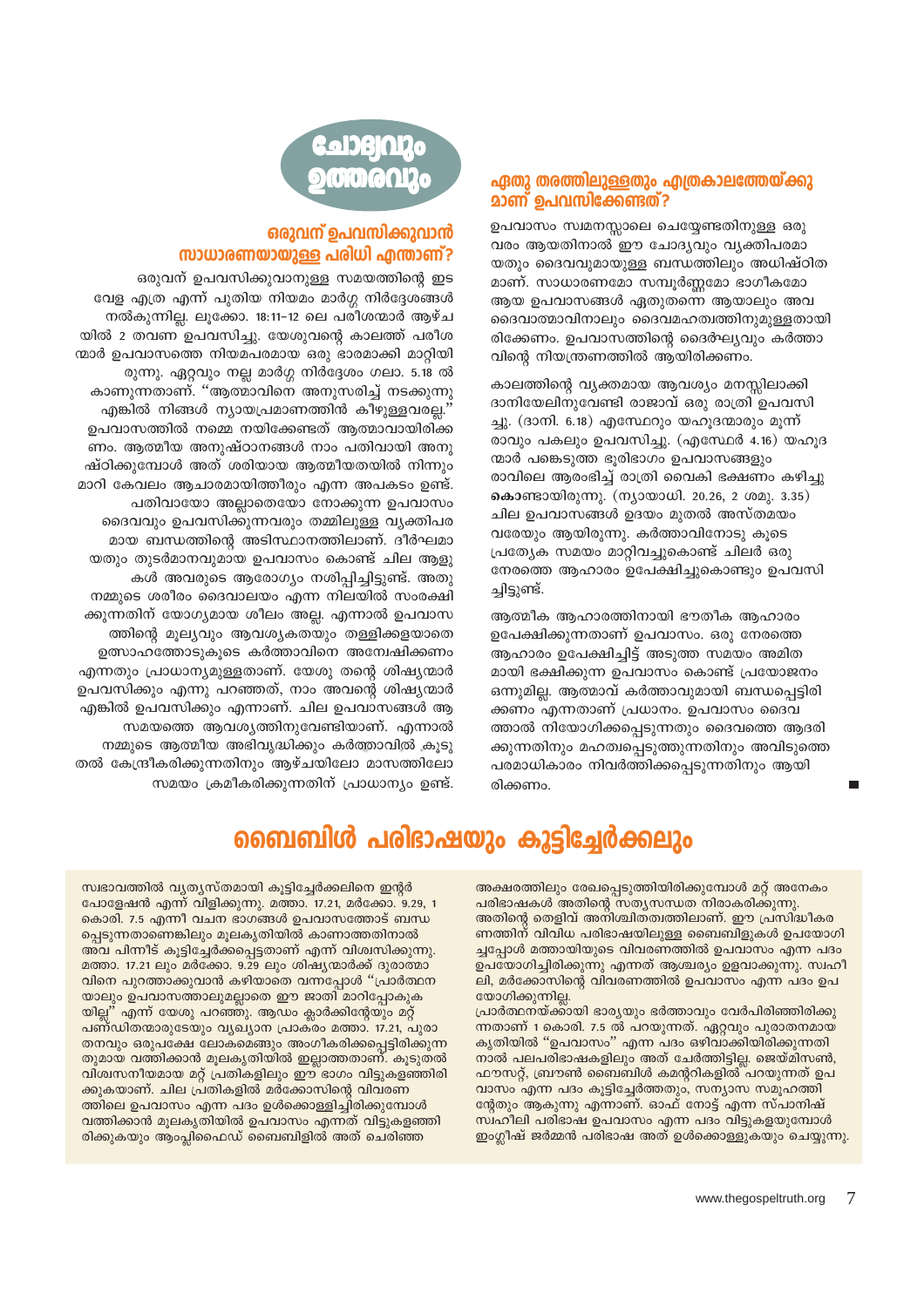# ചോദ്യവും ഉത്തരവും

## ഒരുവന് ഉപവസിക്കുവാൻ സാധാരണയായുള്ള പരിധി എന്താണ്?

ഒരുവന് ഉപവസിക്കുവാനുള്ള സമയത്തിന്റെ ഇട വേള എത്ര എന്ന് പുതിയ നിയമം മാർഗ്ഗ നിർദ്ദേശങ്ങൾ നൽകുന്നില്ല. ലൂക്കോ. 18:11-12 ലെ പരീശന്മാർ ആഴ്ച യിൽ 2 തവണ ഉപവസിച്ചു. യേശുവന്റെ കാലത്ത് പരീശ ന്മാർ ഉപവാസത്തെ നിയമപരമായ ഒരു ഭാരമാക്കി മാറ്റിയി രുന്നു. ഏറ്റവും നല്ല മാർഗ്ഗ നിർദ്ദേശം ഗലാ. 5.18 ൽ കാണുന്നതാണ്. "ആത്മാവിനെ അനുസരിച്ച് നടക്കുന്നു എങ്കിൽ നിങ്ങൾ ന്യായപ്രമാണത്തിൻ കീഴുള്ളവരല്ല." ഉപവാസത്തിൽ നമ്മെ നയിക്കേണ്ടത് ആത്മാവായിരിക്ക ണം. ആത്മീയ അനുഷ്ഠാനങ്ങൾ നാം പതിവായി അനു ഷ്ഠിക്കുമ്പോൾ അത് ശരിയായ ആത്മീയതയിൽ നിന്നും മാറി കേവലം ആചാരമായിത്തീരും എന്ന അപകടം ഉണ്ട്. പതിവായോ അല്ലാതെയോ നോക്കുന്ന ഉപവാസം ദൈവവും ഉപവസിക്കുന്നവരും തമ്മിലുള്ള വ്യക്തിപര മായ ബന്ധത്തിന്റെ അടിസ്ഥാനത്തിലാണ്. ദീർഘമാ യതും തുടർമാനവുമായ ഉപവാസം കൊണ്ട് ചില ആളു കൾ അവരുടെ ആരോഗ്യം നശിപ്പിച്ചിട്ടുണ്ട്. അതു നമ്മുടെ ശരീരം ദൈവാലയം എന്ന നിലയിൽ സംരക്ഷി ക്കുന്നതിന് യോഗ്യമായ ശീലം അല്ല. എന്നാൽ ഉപവാസ ത്തിന്റെ മൂല്യവും ആവശ്യകതയും തള്ളിക്കളയാതെ ഉത്സാഹത്തോടുകൂടെ കർത്താവിനെ അന്വേഷിക്കണം എന്നതും പ്രാധാന്യമുള്ളതാണ്. യേശു തന്റെ ശിഷ്യന്മാർ ഉപവസിക്കും എന്നു പറഞ്ഞത്, നാം അവന്റെ ശിഷ്യന്മാർ എങ്കിൽ ഉപവസിക്കും എന്നാണ്. ചില ഉപവാസങ്ങൾ ആ സമയത്തെ ആവശ്യത്തിനുവേണ്ടിയാണ്. എന്നാൽ നമ്മുടെ ആത്മീയ അഭിവൃദ്ധിക്കും കർത്താവിൽ കൂടു തൽ കേന്ദ്രീകരിക്കുന്നതിനും ആഴ്ചയിലോ മാസത്തിലോ സമയം ക്രമീകരിക്കുന്നതിന് പ്രാധാന്യം ഉണ്ട്.

## ഏതു തരത്തിലുള്ളതും എത്രകാലത്തേയ്ക്കു മാണ് ഉപവസിക്കേണ്ടത്?

ഉപവാസം സ്വമനസ്സാലെ ചെയ്യേണ്ടതിനുള്ള ഒരു വരം ആയതിനാൽ ഈ ചോദ്യവും വ്യക്തിപരമാ യതും ദൈവവുമായുള്ള ബന്ധത്തിലും അധിഷ്ഠിത മാണ്. സാധാരണമോ സമ്പൂർണ്ണമോ ഭാഗീകമോ ആയ ഉപവാസങ്ങൾ ഏതുതന്നെ ആയാലും അവ ദൈവാത്മാവിനാലും ദൈവമഹത്വത്തിനുമുള്ളതായി രിക്കേണം. ഉപവാസത്തിന്റെ ദൈർഘ്യവും കർത്താ വിന്റെ നിയന്ത്രണത്തിൽ ആയിരിക്കണം.

കാലത്തിന്റെ വ്യക്തമായ ആവശ്യം മനസ്സിലാക്കി ദാനിയേലിനുവേണ്ടി രാജാവ് ഒരു രാത്രി ഉപവസി ച്ചു. (ദാനി. 6.18) എസ്ഥേറും യഹൂദന്മാരും മൂന്ന് രാവും പകലും ഉപവസിച്ചു. (എസ്ഥേർ 4.16) യഹൂദ ന്മാർ പങ്കെടുത്ത ഭൂരിഭാഗം ഉപവാസങ്ങളും രാവിലെ ആരംഭിച്ച് രാത്രി വൈകി ഭക്ഷണം കഴിച്ചു **കൊണ്ടായിരുന്നു.** (ന്യായാധി. 20.26, 2 ശമു. 3.35) ചില ഉപവാസങ്ങൾ ഉദയം മുതൽ അസ്തമയം വരേയും ആയിരുന്നു. കർത്താവിനോടു കൂടെ പ്രത്യേക സമയം മാറ്റിവച്ചുകൊണ്ട് ചിലർ ഒരു നേരത്തെ ആഹാരം ഉപേക്ഷിച്ചുകൊണ്ടും ഉപവസി ച്ചിട്ടുണ്ട്.

ആത്മീക ആഹാരത്തിനായി ഭൗതീക ആഹാരം ഉപേക്ഷിക്കുന്നതാണ് ഉപവാസം. ഒരു നേരത്തെ ആഹാരം ഉപേക്ഷിച്ചിട്ട് അടുത്ത സമയം അമിത മായി ഭക്ഷിക്കുന്ന ഉപവാസം കൊണ്ട് പ്രയോജനം ഒന്നുമില്ല. ആത്മാവ് കർത്താവുമായി ബന്ധപ്പെട്ടിരി ക്കണം എന്നതാണ് പ്രധാനം. ഉപവാസം ദൈവ ത്താൽ നിയോഗിക്കപ്പെടുന്നതും ദൈവത്തെ ആദരി ക്കുന്നതിനും മഹത്വപ്പെടുത്തുന്നതിനും അവിടുത്തെ പരമാധികാരം നിവർത്തിക്കപ്പെടുന്നതിനും ആയി രിക്കണം.

# ബൈബിൾ പരിഭാഷയും കൂട്ടിച്ചേർക്കലും

സ്വഭാവത്തിൽ വ്യത്യസ്തമായി കൂട്ടിച്ചേർക്കലിനെ ഇന്റർ പോളേഷൻ എന്ന് വിളിക്കുന്നു. മത്താ. 17.21, മർക്കോ. 9.29, 1 കൊരി. 7.5 എന്നീ വചന ഭാഗങ്ങൾ ഉപവാസത്തോട് ബന്ധ പ്പെടുന്നതാണെങ്കിലും മൂലകൃതിയിൽ കാണാത്തതിനാൽ അവ പിന്നീട് കൂട്ടിച്ചേർക്കപ്പെട്ടതാണ് എന്ന് വിശ്വസിക്കുന്നു. മത്താ. 17.21 ലും മർക്കോ. 9.29 ലും ശിഷ്യന്മാർക്ക് ദുരാത്മാ വിനെ പുറത്താക്കുവാൻ കഴിയാതെ വന്നപ്പോൾ "പ്രാർത്ഥന യാലും ഉപവാസത്താലുമല്ലാതെ ഈ ജാതി മാറിപ്പോകുക യില്ല" എന്ന് യേശു പറഞ്ഞു. ആഡം ക്ലാർക്കിന്റേയും മറ്റ് പണ്ഡിതന്മാരുടേയും വ്യഖ്യാന പ്രാകരം മത്താ. 17.21, പുരാ തനവും ഒരുപക്ഷേ ലോകമെങ്ങും അംഗീകരിക്കപ്പെട്ടിരിക്കുന്ന തുമായ വത്തിക്കാൻ മൂലകൃതിയിൽ ഇല്ലാത്തതാണ്. കൂടുതൽ വിശ്വസനീയമായ മറ്റ് പ്രതികളിലും ഈ ഭാഗം വിട്ടുകളഞ്ഞിരി ക്കുകയാണ്. ചില പ്രതികളിൽ മർക്കോസിന്റെ വിവരണ ത്തിലെ ഉപവാസം എന്ന പദം ഉൾക്കൊള്ളിച്ചിരിക്കുമ്പോൾ വത്തിക്കാൻ മൂലകൃതിയിൽ ഉപവാസം എന്നത് വിട്ടുകളഞ്ഞി രിക്കുകയും ആംപ്ലിഫൈഡ് ബൈബിളിൽ അത് ചെരിഞ്ഞ അക്ഷരത്തിലും രേഖപ്പെടുത്തിയിരിക്കുമ്പോൾ മറ്റ് അനേകം പരിഭാഷകൾ അതിന്റെ സത്യസന്ധത നിരാകരിക്കുന്നു. അതിന്റെ തെളിവ് അനിശ്ചിതത്വത്തിലാണ്. ഈ പ്രസിദ്ധീകര ണത്തിന് വിവിധ പരിഭാഷയിലുള്ള ബൈബിളുകൾ ഉപയോഗി ച്ചപ്പോൾ മത്തായിയുടെ വിവരണത്തിൽ ഉപവാസം എന്ന പദം ഉപയോഗിച്ചിരിക്കുന്നു എന്നത് ആശ്ചര്യം ഉളവാക്കുന്നു. സ്വഹീ ലി, മർക്കോസിന്റെ വിവരണത്തിൽ ഉപവാസം എന്ന പദം ഉപ യോഗിക്കുന്നില്ല.

പ്രാർത്ഥനയ്ക്കായി ഭാര്യയും ഭർത്താവും വേർപിരിഞ്ഞിരിക്കു ന്നതാണ് 1 കൊരി. 7.5 ൽ പറയുന്നത്. ഏറ്റവും പുരാതനമായ കൃതിയിൽ "ഉപവാസം" എന്ന പദം ഒഴിവാക്കിയിരിക്കുന്നതി നാൽ പലപരിഭാഷകളിലും അത് ചേർത്തിട്ടില്ല. ജെയ്മിസൺ, ഫൗസറ്റ്, ബ്രൗൺ ബൈബിൾ കമന്ററികളിൽ പറയുന്നത് ഉപ വാസം എന്ന പദം കൂട്ടിച്ചേർത്തതും, സന്യാസ സമൂഹത്തി ന്റേതും ആകുന്നു എന്നാണ്. ഓഫ് നോട്ട് എന്ന സ്പാനിഷ് സ്വഹീലി പരിഭാഷ ഉപവാസം എന്ന പദം വിട്ടുകളയുമ്പോൾ ഇംഗ്ലീഷ് ജർമ്മൻ പരിഭാഷ അത് ഉൾക്കൊള്ളുകയും ചെയ്യുന്നു.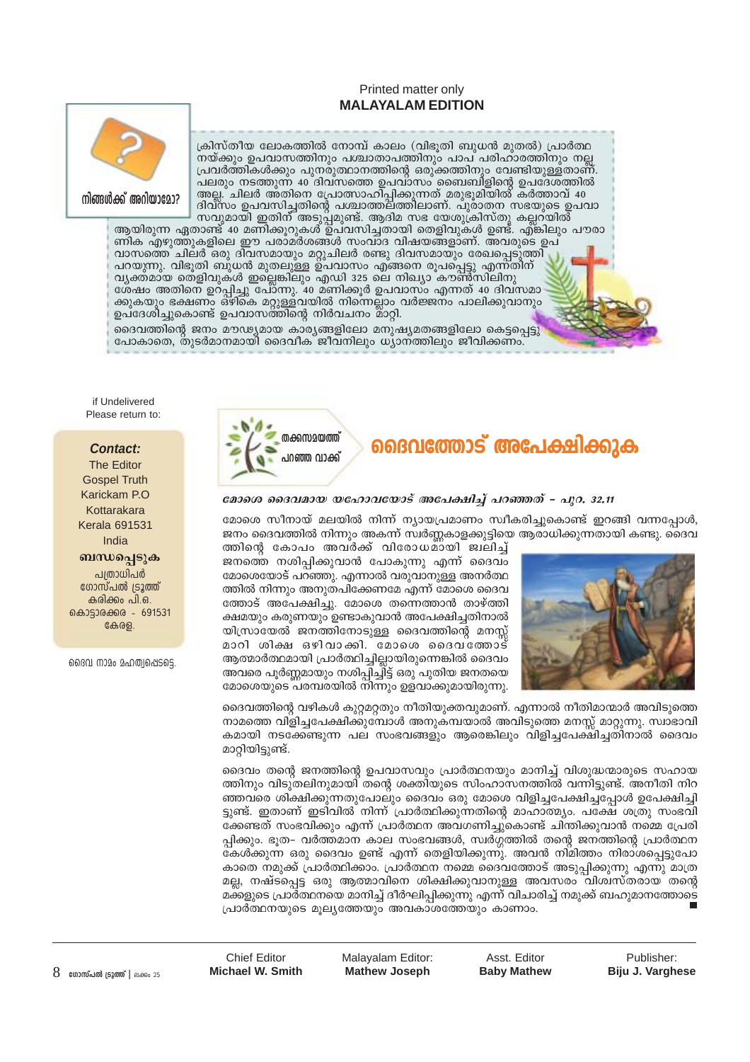Printed matter only
**MALAYALAM EDITION**

**നിങ്ങൾക്ക് അറിയാമോ?**

ക്രിസ്തീയ ലോകത്തിൽ നോമ്പ് കാലം (വിഭൂതി ബുധൻ മുതൽ) പ്രാർത്ഥനയ്ക്കും ഉപവാസത്തിനും പശ്ചാതാപത്തിനും പാപ പരിഹാരത്തിനും നല്ല പ്രവർത്തികൾക്കും പുനരുത്ഥാനത്തിന്റെ ഒരുക്കത്തിനും വേണ്ടിയുള്ളതാണ്. പലരും നടത്തുന്ന 40 ദിവസത്തെ ഉപവാസം ബൈബിളിന്റെ ഉപദേശത്തിൽ അല്ല. ചിലർ അതിനെ പ്രോത്സാഹിപ്പിക്കുന്നത് മരുഭൂമിയിൽ കർത്താവ് 40 ദിവസം ഉപവസിച്ചതിന്റെ പശ്ചാത്തലത്തിലാണ്. പുരാതന സഭയുടെ ഉപവാസവുമായി ഇതിന് അടുപ്പമുണ്ട്. ആദിമ സഭ യേശുക്രിസ്തു കല്ലറയിൽ ആയിരുന്ന ഏതാണ്ട് 40 മണിക്കൂറുകൾ ഉപവസിച്ചതായി തെളിവുകൾ ഉണ്ട്. എങ്കിലും പൗരാണിക എഴുത്തുകളിലെ ഈ പരാമർശങ്ങൾ സംവാദ വിഷയങ്ങളാണ്. അവരുടെ ഉപവാസത്തെ ചിലർ ഒരു ദിവസമായും മറ്റുചിലർ രണ്ടു ദിവസമായും രേഖപ്പെടുത്തി പറയുന്നു. വിഭൂതി ബുധൻ മുതലുള്ള ഉപവാസം എങ്ങനെ രൂപപ്പെട്ടു എന്നതിന് വ്യക്തമായ തെളിവുകൾ ഇല്ലെങ്കിലും എഡി 325 ലെ നിഖ്യാ കൗൺസിലിനു ശേഷം അതിനെ ഉറപ്പിച്ചു പോന്നു. 40 മണിക്കൂർ ഉപവാസം എന്നത് 40 ദിവസമാക്കുകയും ഭക്ഷണം ഒഴികെ മറ്റുള്ളവയിൽ നിന്നെല്ലാം വർജ്ജനം പാലിക്കുവാനും ഉപദേശിച്ചുകൊണ്ട് ഉപവാസത്തിന്റെ നിർവചനം മാറ്റി.

ദൈവത്തിന്റെ ജനം മൗഢ്യമായ കാര്യങ്ങളിലോ മനുഷ്യമതങ്ങളിലോ കെട്ടപ്പെട്ടു പോകാതെ, തുടർമാനമായി ദൈവീക ജീവനിലും ധ്യാനത്തിലും ജീവിക്കണം.

if Undelivered
Please return to:

**Contact:**
The Editor
Gospel Truth
Karickam P.O
Kottarakara
Kerala 691531
India

**ബന്ധപ്പെടുക**
പത്രാധിപർ
ഗോസ്പൽ ട്രൂത്ത്
കരിക്കം പി.ഒ.
കൊട്ടാരക്കര - 691531
കേരള.

ദൈവ നാമം മഹത്വപ്പെടട്ടെ.

തക്കസമയത്ത് പറഞ്ഞ വാക്ക്

# ദൈവത്തോട് അപേക്ഷിക്കുക

***മോശെ ദൈവമായ യഹോവയോട് അപേക്ഷിച്ച് പറഞ്ഞത് - പുറ. 32.11***

മോശെ സീനായ് മലയിൽ നിന്ന് ന്യായപ്രമാണം സ്വീകരിച്ചുകൊണ്ട് ഇറങ്ങി വന്നപ്പോൾ, ജനം ദൈവത്തിൽ നിന്നും അകന്ന് സ്വർണ്ണകാളക്കുട്ടിയെ ആരാധിക്കുന്നതായി കണ്ടു. ദൈവത്തിന്റെ കോപം അവർക്ക് വിരോധമായി ജ്വലിച്ച് ജനത്തെ നശിപ്പിക്കുവാൻ പോകുന്നു എന്ന് ദൈവം മോശെയോട് പറഞ്ഞു. എന്നാൽ വരുവാനുള്ള അനർത്ഥത്തിൽ നിന്നും അനുതപിക്കേണമേ എന്ന് മോശെ ദൈവത്തോട് അപേക്ഷിച്ചു. മോശെ തന്നെത്താൻ താഴ്ത്തി ക്ഷമയും കരുണയും ഉണ്ടാകുവാൻ അപേക്ഷിച്ചതിനാൽ യിസ്രായേൽ ജനത്തിനോടുള്ള ദൈവത്തിന്റെ മനസ്സ് മാറി ശിക്ഷ ഒഴിവാക്കി. മോശെ ദൈവത്തോട് ആത്മാർത്ഥമായി പ്രാർത്ഥിച്ചില്ലായിരുന്നെങ്കിൽ ദൈവം അവരെ പൂർണ്ണമായും നശിപ്പിച്ചിട്ട് ഒരു പുതിയ ജനതയെ മോശെയുടെ പരമ്പരയിൽ നിന്നും ഉളവാക്കുമായിരുന്നു.

ദൈവത്തിന്റെ വഴികൾ കുറ്റമറ്റതും നീതിയുക്തവുമാണ്. എന്നാൽ നീതിമാന്മാർ അവിടുത്തെ നാമത്തെ വിളിച്ചപേക്ഷിക്കുമ്പോൾ അനുകമ്പയാൽ അവിടുത്തെ മനസ്സ് മാറ്റുന്നു. സ്വാഭാവികമായി നടക്കേണ്ടുന്ന പല സംഭവങ്ങളും ആരെങ്കിലും വിളിച്ചപേക്ഷിച്ചതിനാൽ ദൈവം മാറ്റിയിട്ടുണ്ട്.

ദൈവം തന്റെ ജനത്തിന്റെ ഉപവാസവും പ്രാർത്ഥനയും മാനിച്ച് വിശുദ്ധന്മാരുടെ സഹായത്തിനും വിടുതലിനുമായി തന്റെ ശക്തിയുടെ സിംഹാസനത്തിൽ വന്നിട്ടുണ്ട്. അനീതി നിറഞ്ഞവരെ ശിക്ഷിക്കുന്നതുപോലും ദൈവം ഒരു മോശെ വിളിച്ചപേക്ഷിച്ചപ്പോൾ ഉപേക്ഷിച്ചിട്ടുണ്ട്. ഇതാണ് ഇടിവിൽ നിന്ന് പ്രാർത്ഥിക്കുന്നതിന്റെ മാഹാത്മ്യം. പക്ഷേ ശത്രു സംഭവിക്കേണ്ടത് സംഭവിക്കും എന്ന് പ്രാർത്ഥന അവഗണിച്ചുകൊണ്ട് ചിന്തിക്കുവാൻ നമ്മെ പ്രേരിപ്പിക്കും. ഭൂത- വർത്തമാന കാല സംഭവങ്ങൾ, സ്വർഗ്ഗത്തിൽ തന്റെ ജനത്തിന്റെ പ്രാർത്ഥന കേൾക്കുന്ന ഒരു ദൈവം ഉണ്ട് എന്ന് തെളിയിക്കുന്നു. അവൻ നിമിത്തം നിരാശപ്പെട്ടുപോകാതെ നമുക്ക് പ്രാർത്ഥിക്കാം. പ്രാർത്ഥന നമ്മെ ദൈവത്തോട് അടുപ്പിക്കുന്നു എന്നു മാത്രമല്ല, നഷ്ടപ്പെട്ട ഒരു ആത്മാവിനെ ശിക്ഷിക്കുവാനുള്ള അവസരം വിശ്വസ്തരായ തന്റെ മക്കളുടെ പ്രാർത്ഥനയെ മാനിച്ച് ദീർഘിപ്പിക്കുന്നു എന്ന് വിചാരിച്ച് നമുക്ക് ബഹുമാനത്തോടെ പ്രാർത്ഥനയുടെ മൂല്യത്തേയും അവകാശത്തേയും കാണാം.

| Chief Editor | Malayalam Editor: | Asst. Editor | Publisher: |
|---|---|---|---|
| **Michael W. Smith** | **Mathew Joseph** | **Baby Mathew** | **Biju J. Varghese** |